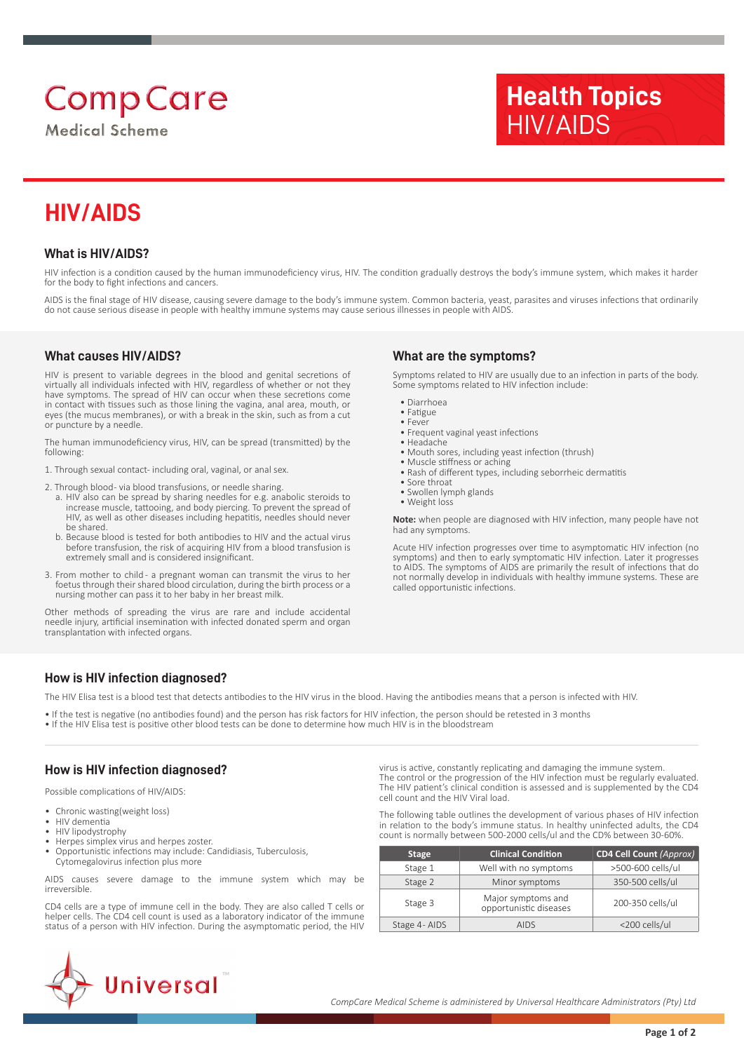# HIV/AIDS

## What is HIV/AIDS?

HIV infection is a condition caused by the human immunodeficiency virus, HIV. The condition gradually destroys the body's immune system, which makes it harder for the body to fight infections and cancers.

AIDS is the final stage of HIV disease, causing severe damage to the body's immune system. Common bacteria, yeast, parasites and viruses infections that ordinarily do not cause serious disease in people with healthy immune systems may cause serious illnesses in people with AIDS.

## What causes HIV/AIDS?

HIV is present to variable degrees in the blood and genital secretions of virtually all individuals infected with HIV, regardless of whether or not they have symptoms. The spread of HIV can occur when these secretions come in contact with tissues such as those lining the vagina, anal area, mouth, or eyes (the mucus membranes), or with a break in the skin, such as from a cut or puncture by a needle.

The human immunodeficiency virus, HIV, can be spread (transmitted) by the following:

1. Through sexual contact- including oral, vaginal, or anal sex.
2. Through blood- via blood transfusions, or needle sharing.
   a. HIV also can be spread by sharing needles for e.g. anabolic steroids to increase muscle, tattooing, and body piercing. To prevent the spread of HIV, as well as other diseases including hepatitis, needles should never be shared.
   b. Because blood is tested for both antibodies to HIV and the actual virus before transfusion, the risk of acquiring HIV from a blood transfusion is extremely small and is considered insignificant.
3. From mother to child - a pregnant woman can transmit the virus to her foetus through their shared blood circulation, during the birth process or a nursing mother can pass it to her baby in her breast milk.

Other methods of spreading the virus are rare and include accidental needle injury, artificial insemination with infected donated sperm and organ transplantation with infected organs.

## What are the symptoms?

Symptoms related to HIV are usually due to an infection in parts of the body. Some symptoms related to HIV infection include:

- Diarrhoea
- Fatigue
- Fever
- Frequent vaginal yeast infections
- Headache
- Mouth sores, including yeast infection (thrush)
- Muscle stiffness or aching
- Rash of different types, including seborrheic dermatitis
- Sore throat
- Swollen lymph glands
- Weight loss

**Note:** when people are diagnosed with HIV infection, many people have not had any symptoms.

Acute HIV infection progresses over time to asymptomatic HIV infection (no symptoms) and then to early symptomatic HIV infection. Later it progresses to AIDS. The symptoms of AIDS are primarily the result of infections that do not normally develop in individuals with healthy immune systems. These are called opportunistic infections.

## How is HIV infection diagnosed?

The HIV Elisa test is a blood test that detects antibodies to the HIV virus in the blood. Having the antibodies means that a person is infected with HIV.

- If the test is negative (no antibodies found) and the person has risk factors for HIV infection, the person should be retested in 3 months
- If the HIV Elisa test is positive other blood tests can be done to determine how much HIV is in the bloodstream

## How is HIV infection diagnosed?

Possible complications of HIV/AIDS:

- Chronic wasting(weight loss)
- HIV dementia
- HIV lipodystrophy
- Herpes simplex virus and herpes zoster.
- Opportunistic infections may include: Candidiasis, Tuberculosis, Cytomegalovirus infection plus more

AIDS causes severe damage to the immune system which may be irreversible.

CD4 cells are a type of immune cell in the body. They are also called T cells or helper cells. The CD4 cell count is used as a laboratory indicator of the immune status of a person with HIV infection. During the asymptomatic period, the HIV virus is active, constantly replicating and damaging the immune system. The control or the progression of the HIV infection must be regularly evaluated. The HIV patient's clinical condition is assessed and is supplemented by the CD4 cell count and the HIV Viral load.

The following table outlines the development of various phases of HIV infection in relation to the body's immune status. In healthy uninfected adults, the CD4 count is normally between 500-2000 cells/ul and the CD% between 30-60%.

| Stage | Clinical Condition | CD4 Cell Count *(Approx)* |
|---|---|---|
| Stage 1 | Well with no symptoms | >500-600 cells/ul |
| Stage 2 | Minor symptoms | 350-500 cells/ul |
| Stage 3 | Major symptoms and opportunistic diseases | 200-350 cells/ul |
| Stage 4- AIDS | AIDS | <200 cells/ul |

*CompCare Medical Scheme is administered by Universal Healthcare Administrators (Pty) Ltd*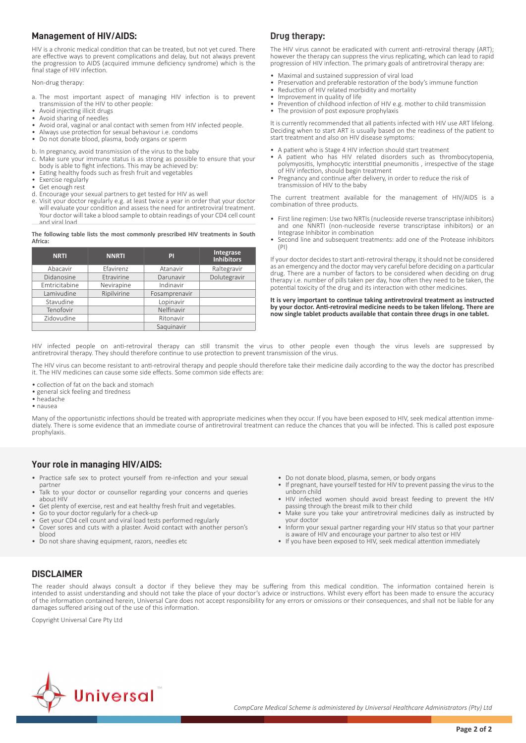## Management of HIV/AIDS:

HIV is a chronic medical condition that can be treated, but not yet cured. There are effective ways to prevent complications and delay, but not always prevent the progression to AIDS (acquired immune deficiency syndrome) which is the final stage of HIV infection.

Non-drug therapy:

a. The most important aspect of managing HIV infection is to prevent transmission of the HIV to other people:

- Avoid injecting illicit drugs
- Avoid sharing of needles
- Avoid oral, vaginal or anal contact with semen from HIV infected people.
- Always use protection for sexual behaviour i.e. condoms
- Do not donate blood, plasma, body organs or sperm

b. In pregnancy, avoid transmission of the virus to the baby

c. Make sure your immune status is as strong as possible to ensure that your body is able to fight infections. This may be achieved by:

- Eating healthy foods such as fresh fruit and vegetables
- Exercise regularly
- Get enough rest

d. Encourage your sexual partners to get tested for HIV as well

e. Visit your doctor regularly e.g. at least twice a year in order that your doctor will evaluate your condition and assess the need for antiretroviral treatment. Your doctor will take a blood sample to obtain readings of your CD4 cell count and viral load

**The following table lists the most commonly prescribed HIV treatments in South Africa:**

| NRTI | NNRTI | PI | Integrase Inhibitors |
|---|---|---|---|
| Abacavir | Efavirenz | Atanavir | Raltegravir |
| Didanosine | Etravirine | Darunavir | Dolutegravir |
| Emtricitabine | Nevirapine | Indinavir | |
| Lamivudine | Ripilvirine | Fosamprenavir | |
| Stavudine | | Lopinavir | |
| Tenofovir | | Nelfinavir | |
| Zidovudine | | Ritonavir | |
| | | Saquinavir | |

## Drug therapy:

The HIV virus cannot be eradicated with current anti-retroviral therapy (ART); however the therapy can suppress the virus replicating, which can lead to rapid progression of HIV infection. The primary goals of antiretroviral therapy are:

- Maximal and sustained suppression of viral load
- Preservation and preferable restoration of the body's immune function
- Reduction of HIV related morbidity and mortality
- Improvement in quality of life
- Prevention of childhood infection of HIV e.g. mother to child transmission
- The provision of post exposure prophylaxis

It is currently recommended that all patients infected with HIV use ART lifelong. Deciding when to start ART is usually based on the readiness of the patient to start treatment and also on HIV disease symptoms:

- A patient who is Stage 4 HIV infection should start treatment
- A patient who has HIV related disorders such as thrombocytopenia, polymyositis, lymphocytic interstitial pneumonitis , irrespective of the stage of HIV infection, should begin treatment
- Pregnancy and continue after delivery, in order to reduce the risk of transmission of HIV to the baby

The current treatment available for the management of HIV/AIDS is a combination of three products.

- First line regimen: Use two NRTIs (nucleoside reverse transcriptase inhibitors) and one NNRTI (non-nucleoside reverse transcriptase inhibitors) or an Integrase Inhibitor in combination
- Second line and subsequent treatments: add one of the Protease inhibitors (PI)

If your doctor decides to start anti-retroviral therapy, it should not be considered as an emergency and the doctor may very careful before deciding on a particular drug. There are a number of factors to be considered when deciding on drug therapy i.e. number of pills taken per day, how often they need to be taken, the potential toxicity of the drug and its interaction with other medicines.

**It is very important to continue taking antiretroviral treatment as instructed by your doctor. Anti-retroviral medicine needs to be taken lifelong. There are now single tablet products available that contain three drugs in one tablet.**

HIV infected people on anti-retroviral therapy can still transmit the virus to other people even though the virus levels are suppressed by antiretroviral therapy. They should therefore continue to use protection to prevent transmission of the virus.

The HIV virus can become resistant to anti-retroviral therapy and people should therefore take their medicine daily according to the way the doctor has prescribed it. The HIV medicines can cause some side effects. Some common side effects are:

- collection of fat on the back and stomach
- general sick feeling and tiredness
- headache
- nausea

Many of the opportunistic infections should be treated with appropriate medicines when they occur. If you have been exposed to HIV, seek medical attention immediately. There is some evidence that an immediate course of antiretroviral treatment can reduce the chances that you will be infected. This is called post exposure prophylaxis.

## Your role in managing HIV/AIDS:

- Practice safe sex to protect yourself from re-infection and your sexual partner
- Talk to your doctor or counsellor regarding your concerns and queries about HIV
- Get plenty of exercise, rest and eat healthy fresh fruit and vegetables.
- Go to your doctor regularly for a check-up
- Get your CD4 cell count and viral load tests performed regularly
- Cover sores and cuts with a plaster. Avoid contact with another person's blood
- Do not share shaving equipment, razors, needles etc
- Do not donate blood, plasma, semen, or body organs
- If pregnant, have yourself tested for HIV to prevent passing the virus to the unborn child
- HIV infected women should avoid breast feeding to prevent the HIV passing through the breast milk to their child
- Make sure you take your antiretroviral medicines daily as instructed by your doctor
- Inform your sexual partner regarding your HIV status so that your partner is aware of HIV and encourage your partner to also test or HIV
- If you have been exposed to HIV, seek medical attention immediately

## DISCLAIMER

The reader should always consult a doctor if they believe they may be suffering from this medical condition. The information contained herein is intended to assist understanding and should not take the place of your doctor's advice or instructions. Whilst every effort has been made to ensure the accuracy of the information contained herein, Universal Care does not accept responsibility for any errors or omissions or their consequences, and shall not be liable for any damages suffered arising out of the use of this information.

Copyright Universal Care Pty Ltd

Universal™

*CompCare Medical Scheme is administered by Universal Healthcare Administrators (Pty) Ltd*